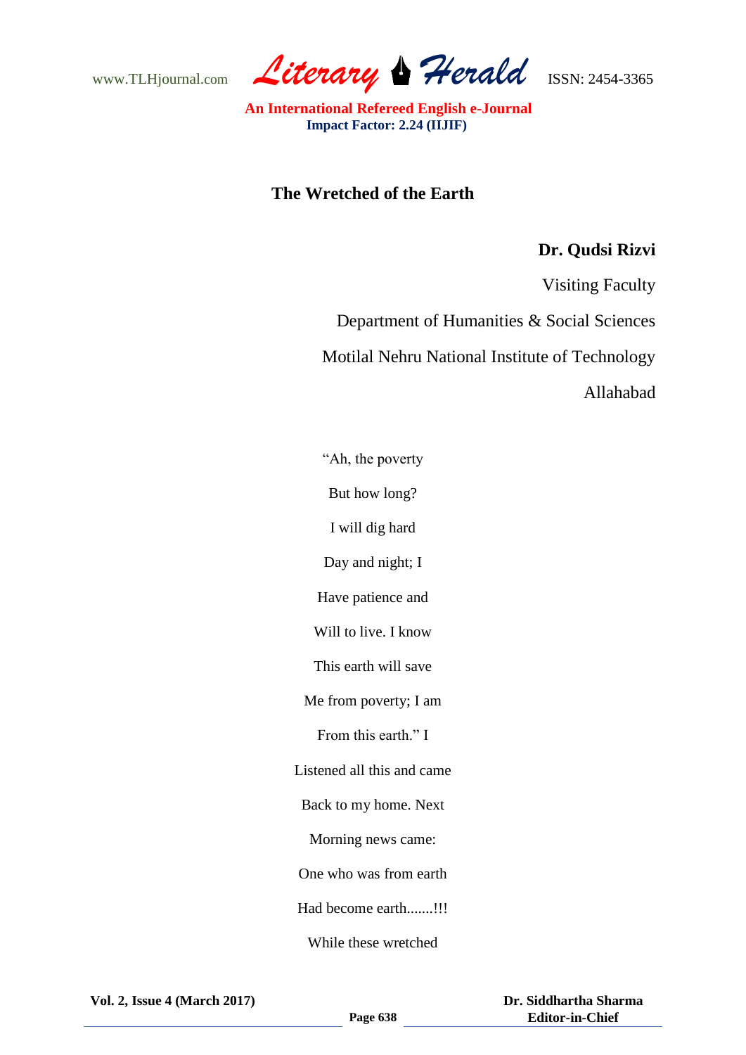# The Wretched of the Earth

**Dr. Qudsi Rizvi**

Visiting Faculty

Department of Humanities & Social Sciences

Motilal Nehru National Institute of Technology

Allahabad

"Ah, the poverty

But how long?

I will dig hard

Day and night; I

Have patience and

Will to live. I know

This earth will save

Me from poverty; I am

From this earth." I

Listened all this and came

Back to my home. Next

Morning news came:

One who was from earth

Had become earth.......!!!

While these wretched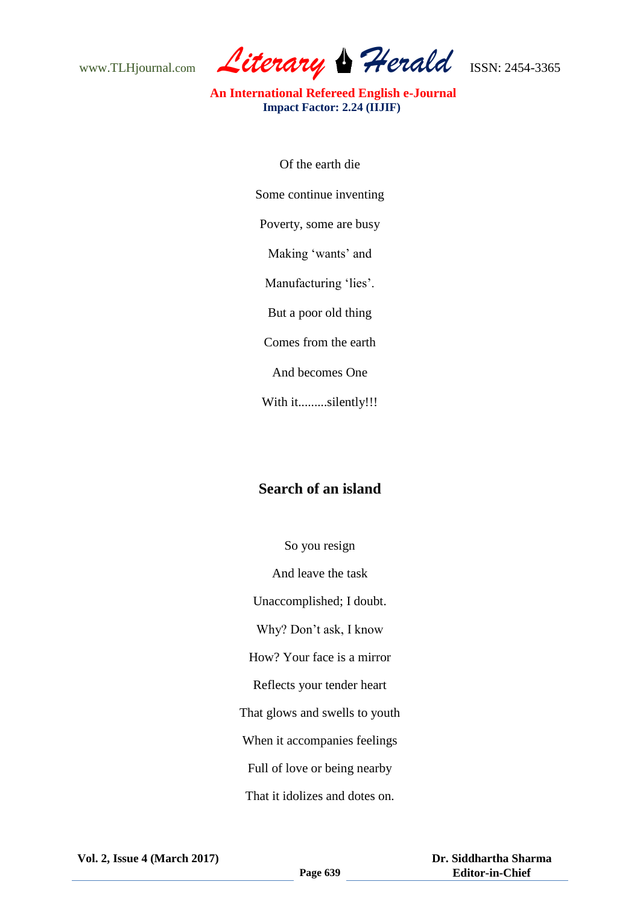Of the earth die

Some continue inventing

Poverty, some are busy

Making ‘wants’ and

Manufacturing ‘lies’.

But a poor old thing

Comes from the earth

And becomes One

With it.........silently!!!

## Search of an island

So you resign

And leave the task

Unaccomplished; I doubt.

Why? Don’t ask, I know

How? Your face is a mirror

Reflects your tender heart

That glows and swells to youth

When it accompanies feelings

Full of love or being nearby

That it idolizes and dotes on.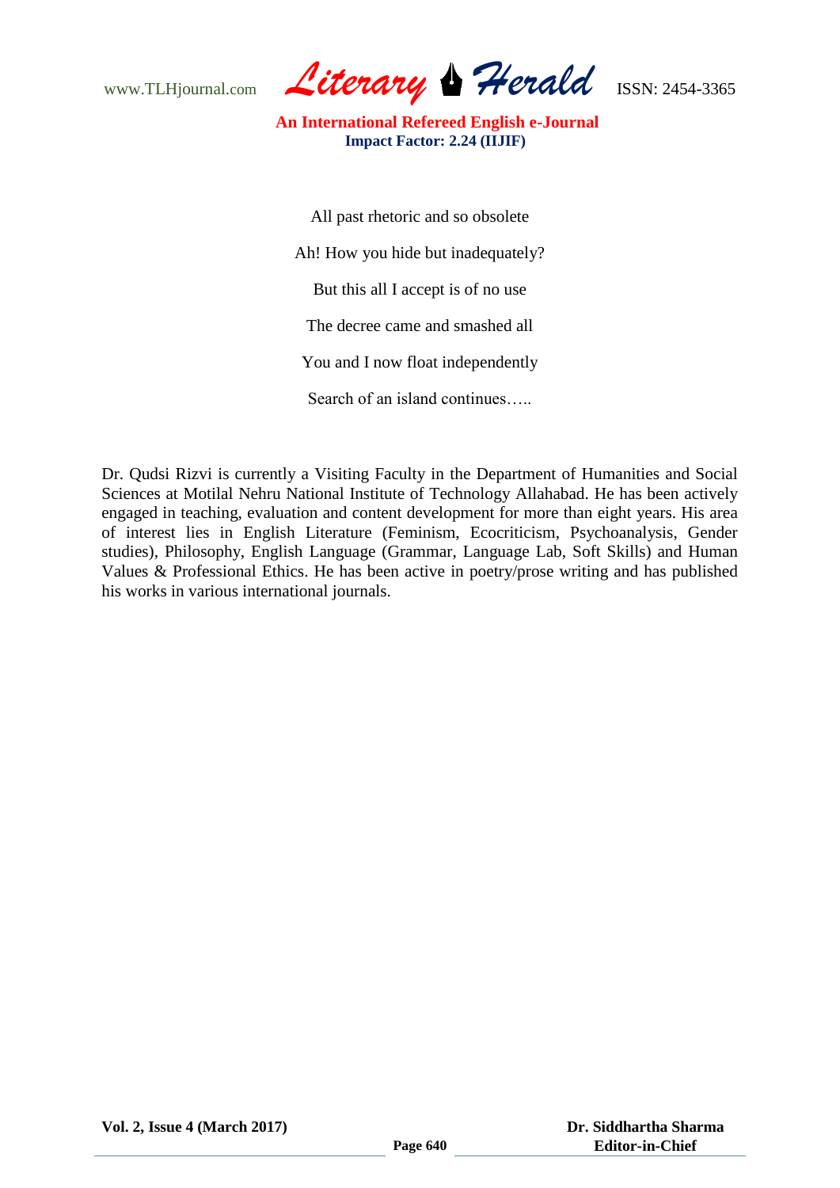All past rhetoric and so obsolete

Ah! How you hide but inadequately?

But this all I accept is of no use

The decree came and smashed all

You and I now float independently

Search of an island continues…..

Dr. Qudsi Rizvi is currently a Visiting Faculty in the Department of Humanities and Social Sciences at Motilal Nehru National Institute of Technology Allahabad. He has been actively engaged in teaching, evaluation and content development for more than eight years. His area of interest lies in English Literature (Feminism, Ecocriticism, Psychoanalysis, Gender studies), Philosophy, English Language (Grammar, Language Lab, Soft Skills) and Human Values & Professional Ethics. He has been active in poetry/prose writing and has published his works in various international journals.